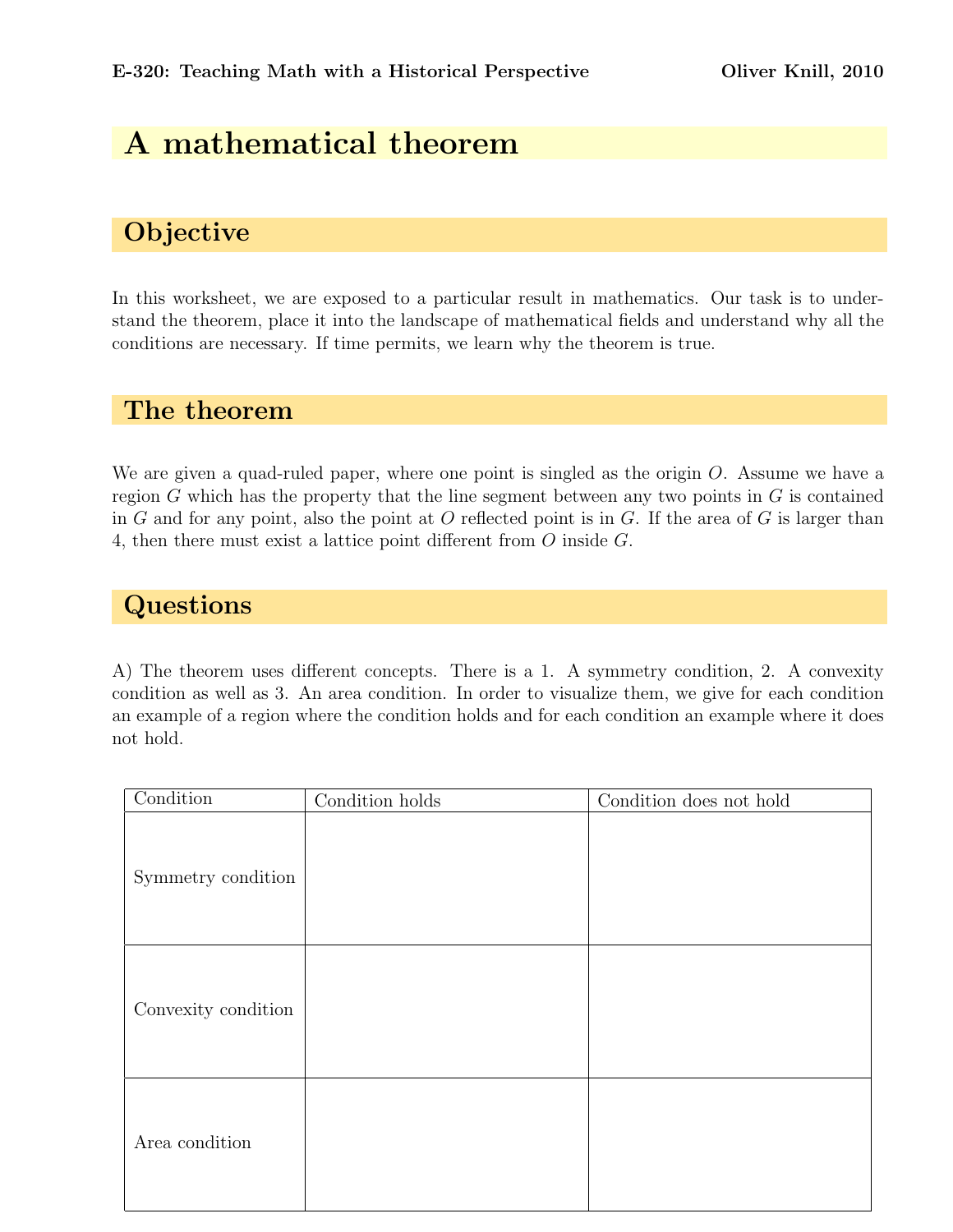E-320: Teaching Math with a Historical Perspective — Oliver Knill, 2010

# A mathematical theorem

## Objective

In this worksheet, we are exposed to a particular result in mathematics. Our task is to understand the theorem, place it into the landscape of mathematical fields and understand why all the conditions are necessary. If time permits, we learn why the theorem is true.

## The theorem

We are given a quad-ruled paper, where one point is singled as the origin $O$. Assume we have a region $G$ which has the property that the line segment between any two points in $G$ is contained in $G$ and for any point, also the point at $O$ reflected point is in $G$. If the area of $G$ is larger than 4, then there must exist a lattice point different from $O$ inside $G$.

## Questions

A) The theorem uses different concepts. There is a 1. A symmetry condition, 2. A convexity condition as well as 3. An area condition. In order to visualize them, we give for each condition an example of a region where the condition holds and for each condition an example where it does not hold.

| Condition | Condition holds | Condition does not hold |
|---|---|---|
| Symmetry condition | | |
| Convexity condition | | |
| Area condition | | |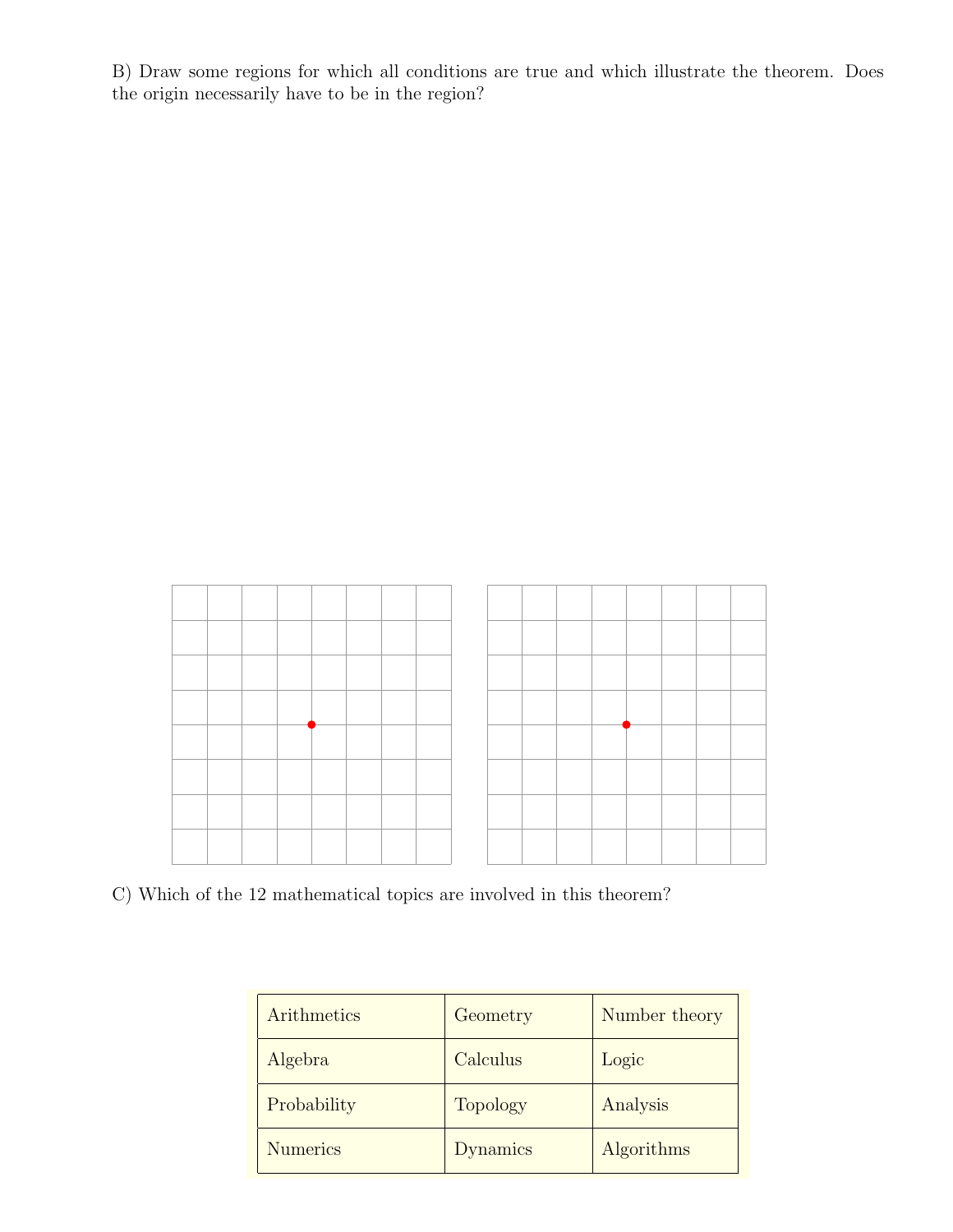B) Draw some regions for which all conditions are true and which illustrate the theorem. Does the origin necessarily have to be in the region?

C) Which of the 12 mathematical topics are involved in this theorem?

| Arithmetics | Geometry | Number theory |
| --- | --- | --- |
| Algebra | Calculus | Logic |
| Probability | Topology | Analysis |
| Numerics | Dynamics | Algorithms |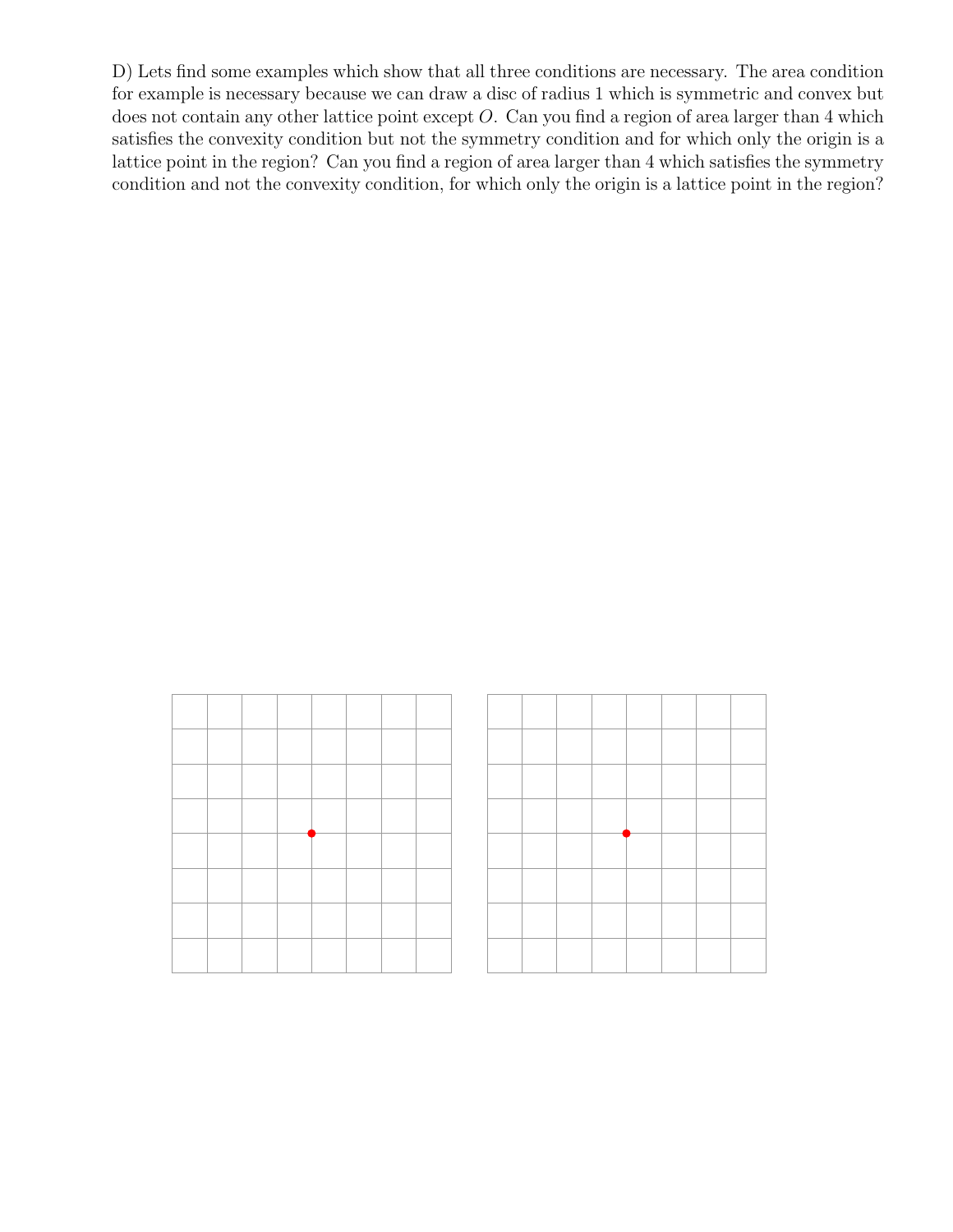D) Lets find some examples which show that all three conditions are necessary. The area condition for example is necessary because we can draw a disc of radius 1 which is symmetric and convex but does not contain any other lattice point except $O$. Can you find a region of area larger than 4 which satisfies the convexity condition but not the symmetry condition and for which only the origin is a lattice point in the region? Can you find a region of area larger than 4 which satisfies the symmetry condition and not the convexity condition, for which only the origin is a lattice point in the region?